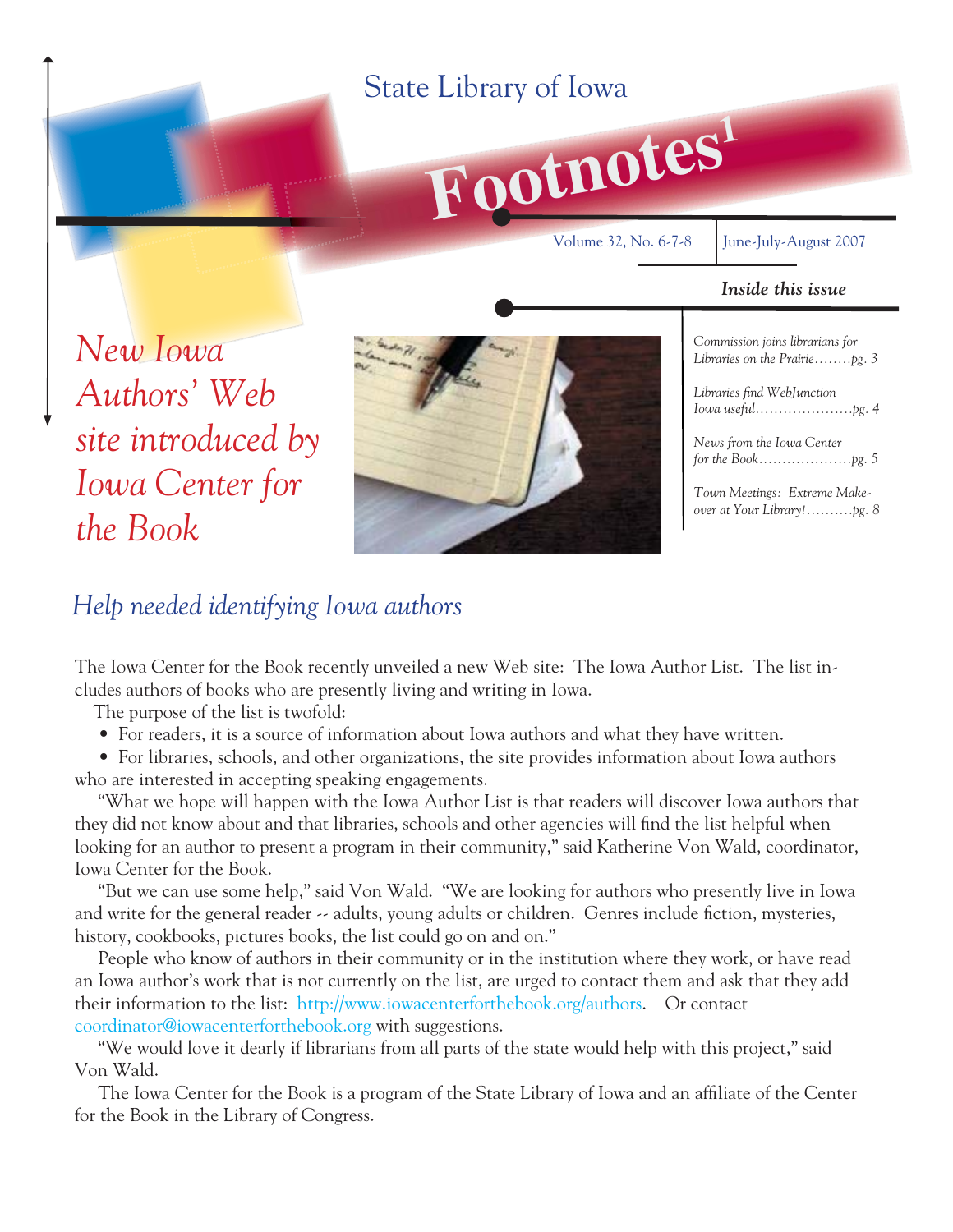State Library of Iowa

# Footnotes[1]

Volume 32, No. 6-7-8 | June-July-August 2007

***Inside this issue***

*Commission joins librarians for Libraries on the Prairie........pg. 3*

*Libraries find WebJunction Iowa useful.....................pg. 4*

*News from the Iowa Center for the Book....................pg. 5*

*Town Meetings: Extreme Make-over at Your Library!..........pg. 8*

# *New Iowa Authors' Web site introduced by Iowa Center for the Book*

## *Help needed identifying Iowa authors*

The Iowa Center for the Book recently unveiled a new Web site: The Iowa Author List. The list includes authors of books who are presently living and writing in Iowa.

The purpose of the list is twofold:

- For readers, it is a source of information about Iowa authors and what they have written.
- For libraries, schools, and other organizations, the site provides information about Iowa authors who are interested in accepting speaking engagements.

"What we hope will happen with the Iowa Author List is that readers will discover Iowa authors that they did not know about and that libraries, schools and other agencies will find the list helpful when looking for an author to present a program in their community," said Katherine Von Wald, coordinator, Iowa Center for the Book.

"But we can use some help," said Von Wald. "We are looking for authors who presently live in Iowa and write for the general reader -- adults, young adults or children. Genres include fiction, mysteries, history, cookbooks, pictures books, the list could go on and on."

People who know of authors in their community or in the institution where they work, or have read an Iowa author's work that is not currently on the list, are urged to contact them and ask that they add their information to the list: http://www.iowacenterforthebook.org/authors. Or contact coordinator@iowacenterforthebook.org with suggestions.

"We would love it dearly if librarians from all parts of the state would help with this project," said Von Wald.

The Iowa Center for the Book is a program of the State Library of Iowa and an affiliate of the Center for the Book in the Library of Congress.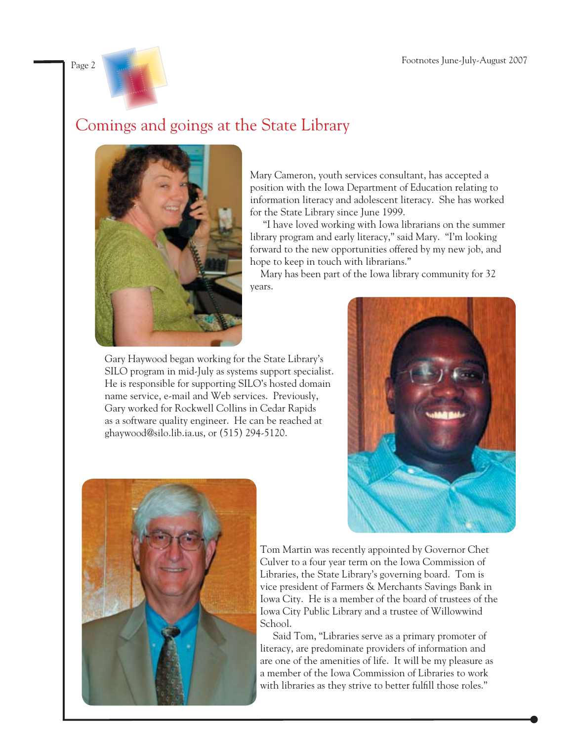# Comings and goings at the State Library

Mary Cameron, youth services consultant, has accepted a position with the Iowa Department of Education relating to information literacy and adolescent literacy. She has worked for the State Library since June 1999.

"I have loved working with Iowa librarians on the summer library program and early literacy," said Mary. "I'm looking forward to the new opportunities offered by my new job, and hope to keep in touch with librarians."

Mary has been part of the Iowa library community for 32 years.

Gary Haywood began working for the State Library's SILO program in mid-July as systems support specialist. He is responsible for supporting SILO's hosted domain name service, e-mail and Web services. Previously, Gary worked for Rockwell Collins in Cedar Rapids as a software quality engineer. He can be reached at ghaywood@silo.lib.ia.us, or (515) 294-5120.

Tom Martin was recently appointed by Governor Chet Culver to a four year term on the Iowa Commission of Libraries, the State Library's governing board. Tom is vice president of Farmers & Merchants Savings Bank in Iowa City. He is a member of the board of trustees of the Iowa City Public Library and a trustee of Willowwind School.

Said Tom, "Libraries serve as a primary promoter of literacy, are predominate providers of information and are one of the amenities of life. It will be my pleasure as a member of the Iowa Commission of Libraries to work with libraries as they strive to better fulfill those roles."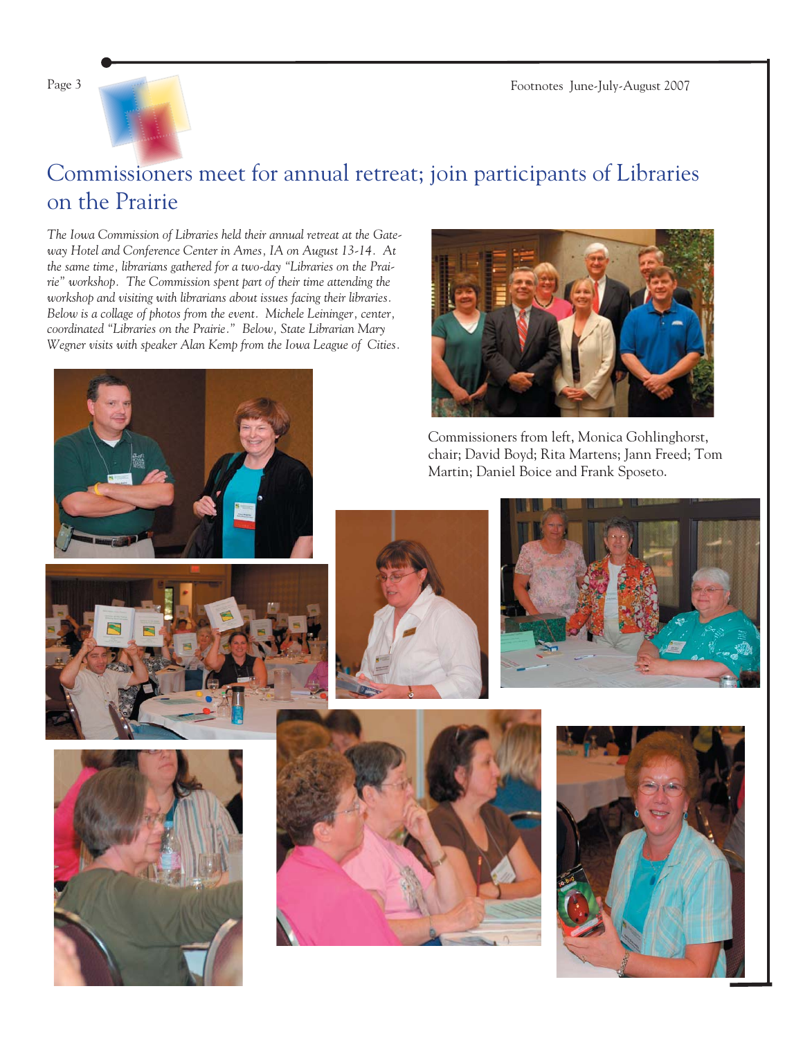# Commissioners meet for annual retreat; join participants of Libraries on the Prairie

*The Iowa Commission of Libraries held their annual retreat at the Gateway Hotel and Conference Center in Ames, IA on August 13-14. At the same time, librarians gathered for a two-day "Libraries on the Prairie" workshop. The Commission spent part of their time attending the workshop and visiting with librarians about issues facing their libraries. Below is a collage of photos from the event. Michele Leininger, center, coordinated "Libraries on the Prairie." Below, State Librarian Mary Wegner visits with speaker Alan Kemp from the Iowa League of Cities.*

Commissioners from left, Monica Gohlinghorst, chair; David Boyd; Rita Martens; Jann Freed; Tom Martin; Daniel Boice and Frank Sposeto.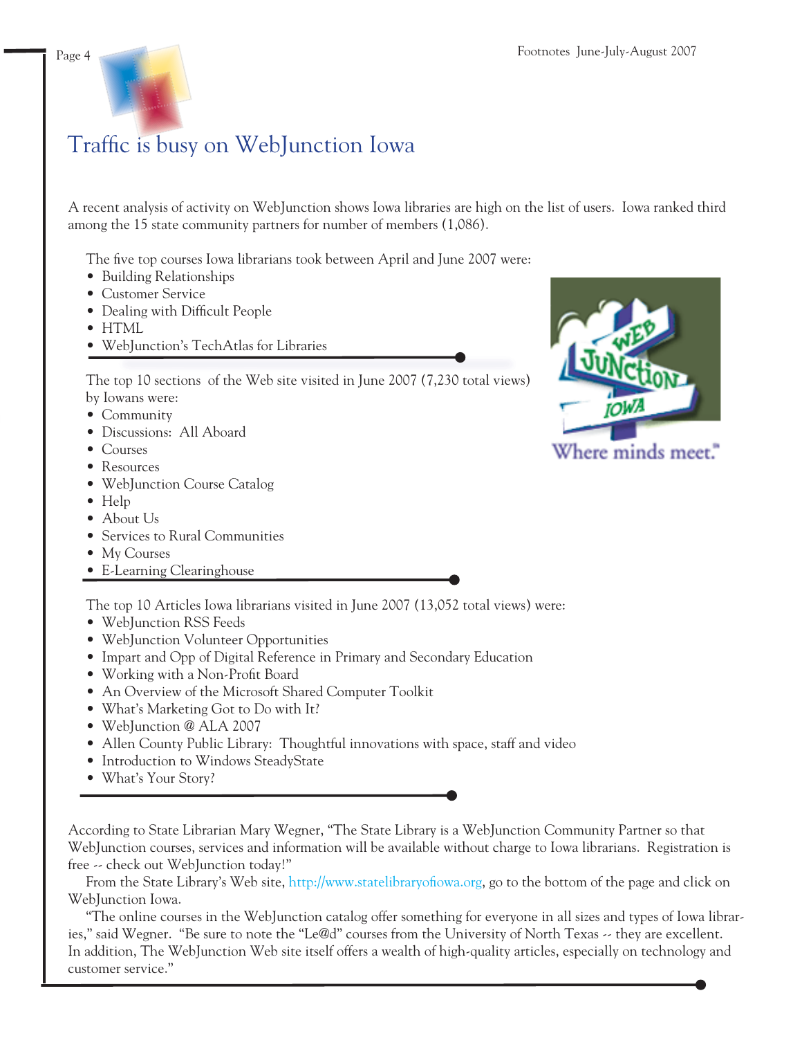# Traffic is busy on WebJunction Iowa

A recent analysis of activity on WebJunction shows Iowa libraries are high on the list of users. Iowa ranked third among the 15 state community partners for number of members (1,086).

The five top courses Iowa librarians took between April and June 2007 were:

- Building Relationships
- Customer Service
- Dealing with Difficult People
- HTML
- WebJunction's TechAtlas for Libraries

The top 10 sections of the Web site visited in June 2007 (7,230 total views) by Iowans were:

- Community
- Discussions: All Aboard
- Courses
- Resources
- WebJunction Course Catalog
- Help
- About Us
- Services to Rural Communities
- My Courses
- E-Learning Clearinghouse

Where minds meet.™

The top 10 Articles Iowa librarians visited in June 2007 (13,052 total views) were:

- WebJunction RSS Feeds
- WebJunction Volunteer Opportunities
- Impart and Opp of Digital Reference in Primary and Secondary Education
- Working with a Non-Profit Board
- An Overview of the Microsoft Shared Computer Toolkit
- What's Marketing Got to Do with It?
- WebJunction @ ALA 2007
- Allen County Public Library: Thoughtful innovations with space, staff and video
- Introduction to Windows SteadyState
- What's Your Story?

According to State Librarian Mary Wegner, "The State Library is a WebJunction Community Partner so that WebJunction courses, services and information will be available without charge to Iowa librarians. Registration is free -- check out WebJunction today!"

From the State Library's Web site, http://www.statelibraryofiowa.org, go to the bottom of the page and click on WebJunction Iowa.

"The online courses in the WebJunction catalog offer something for everyone in all sizes and types of Iowa libraries," said Wegner. "Be sure to note the "Le@d" courses from the University of North Texas -- they are excellent. In addition, The WebJunction Web site itself offers a wealth of high-quality articles, especially on technology and customer service."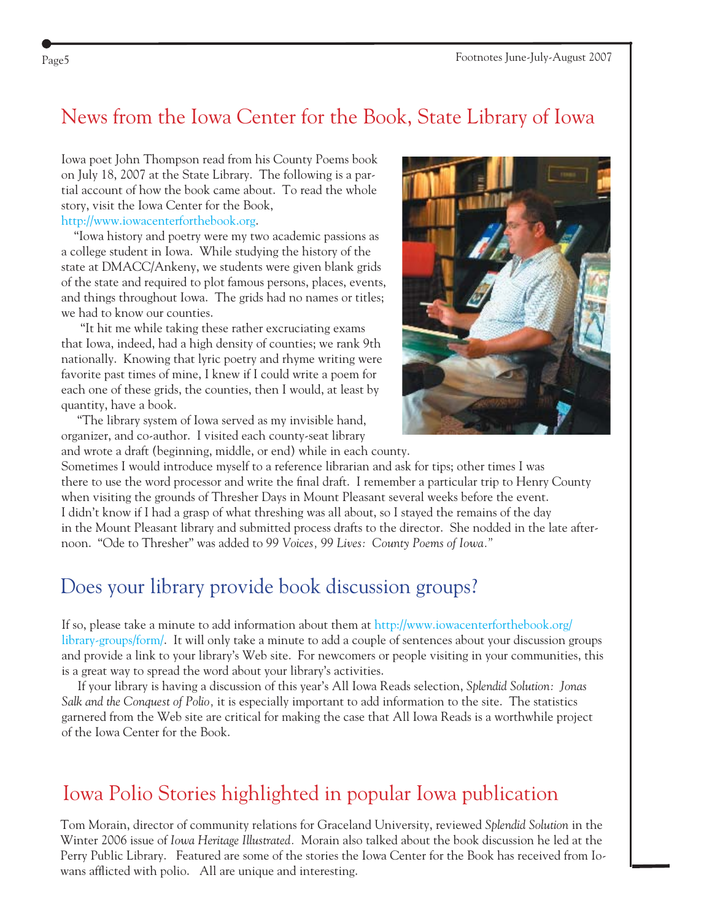## News from the Iowa Center for the Book, State Library of Iowa

Iowa poet John Thompson read from his County Poems book on July 18, 2007 at the State Library. The following is a partial account of how the book came about. To read the whole story, visit the Iowa Center for the Book, http://www.iowacenterforthebook.org.

"Iowa history and poetry were my two academic passions as a college student in Iowa. While studying the history of the state at DMACC/Ankeny, we students were given blank grids of the state and required to plot famous persons, places, events, and things throughout Iowa. The grids had no names or titles; we had to know our counties.

"It hit me while taking these rather excruciating exams that Iowa, indeed, had a high density of counties; we rank 9th nationally. Knowing that lyric poetry and rhyme writing were favorite past times of mine, I knew if I could write a poem for each one of these grids, the counties, then I would, at least by quantity, have a book.

"The library system of Iowa served as my invisible hand, organizer, and co-author. I visited each county-seat library and wrote a draft (beginning, middle, or end) while in each county. Sometimes I would introduce myself to a reference librarian and ask for tips; other times I was there to use the word processor and write the final draft. I remember a particular trip to Henry County when visiting the grounds of Thresher Days in Mount Pleasant several weeks before the event. I didn't know if I had a grasp of what threshing was all about, so I stayed the remains of the day in the Mount Pleasant library and submitted process drafts to the director. She nodded in the late afternoon. "Ode to Thresher" was added to *99 Voices, 99 Lives: County Poems of Iowa*."

## Does your library provide book discussion groups?

If so, please take a minute to add information about them at http://www.iowacenterforthebook.org/library-groups/form/. It will only take a minute to add a couple of sentences about your discussion groups and provide a link to your library's Web site. For newcomers or people visiting in your communities, this is a great way to spread the word about your library's activities.

If your library is having a discussion of this year's All Iowa Reads selection, *Splendid Solution: Jonas Salk and the Conquest of Polio*, it is especially important to add information to the site. The statistics garnered from the Web site are critical for making the case that All Iowa Reads is a worthwhile project of the Iowa Center for the Book.

## Iowa Polio Stories highlighted in popular Iowa publication

Tom Morain, director of community relations for Graceland University, reviewed *Splendid Solution* in the Winter 2006 issue of *Iowa Heritage Illustrated*. Morain also talked about the book discussion he led at the Perry Public Library. Featured are some of the stories the Iowa Center for the Book has received from Iowans afflicted with polio. All are unique and interesting.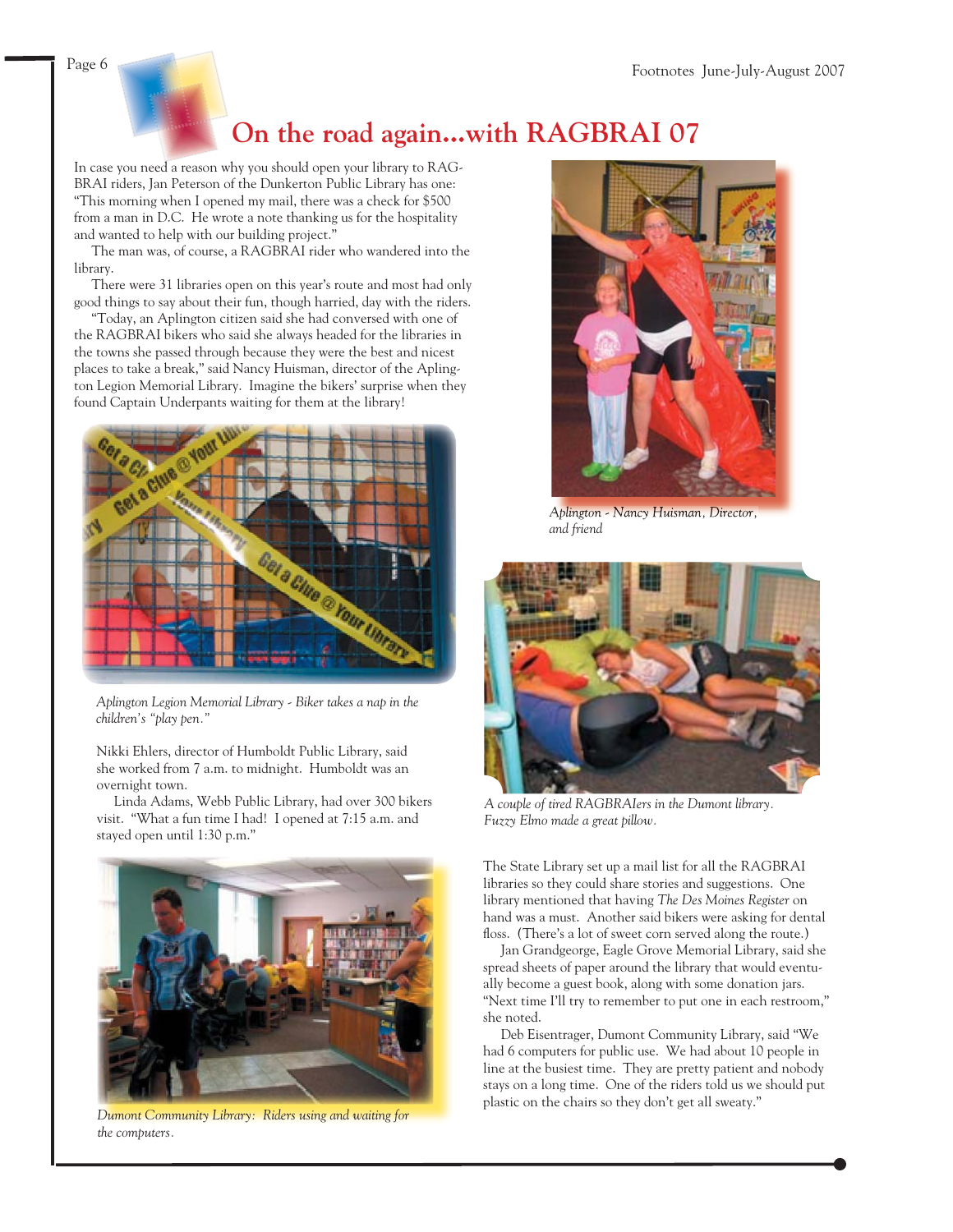# On the road again...with RAGBRAI 07

In case you need a reason why you should open your library to RAGBRAI riders, Jan Peterson of the Dunkerton Public Library has one: "This morning when I opened my mail, there was a check for $500 from a man in D.C. He wrote a note thanking us for the hospitality and wanted to help with our building project."

The man was, of course, a RAGBRAI rider who wandered into the library.

There were 31 libraries open on this year's route and most had only good things to say about their fun, though harried, day with the riders.

"Today, an Aplington citizen said she had conversed with one of the RAGBRAI bikers who said she always headed for the libraries in the towns she passed through because they were the best and nicest places to take a break," said Nancy Huisman, director of the Aplington Legion Memorial Library. Imagine the bikers' surprise when they found Captain Underpants waiting for them at the library!

*Aplington Legion Memorial Library - Biker takes a nap in the children's "play pen."*

*Aplington - Nancy Huisman, Director, and friend*

Nikki Ehlers, director of Humboldt Public Library, said she worked from 7 a.m. to midnight. Humboldt was an overnight town.

Linda Adams, Webb Public Library, had over 300 bikers visit. "What a fun time I had! I opened at 7:15 a.m. and stayed open until 1:30 p.m."

*A couple of tired RAGBRAIers in the Dumont library. Fuzzy Elmo made a great pillow.*

*Dumont Community Library: Riders using and waiting for the computers.*

The State Library set up a mail list for all the RAGBRAI libraries so they could share stories and suggestions. One library mentioned that having *The Des Moines Register* on hand was a must. Another said bikers were asking for dental floss. (There's a lot of sweet corn served along the route.)

Jan Grandgeorge, Eagle Grove Memorial Library, said she spread sheets of paper around the library that would eventually become a guest book, along with some donation jars. "Next time I'll try to remember to put one in each restroom," she noted.

Deb Eisentrager, Dumont Community Library, said "We had 6 computers for public use. We had about 10 people in line at the busiest time. They are pretty patient and nobody stays on a long time. One of the riders told us we should put plastic on the chairs so they don't get all sweaty."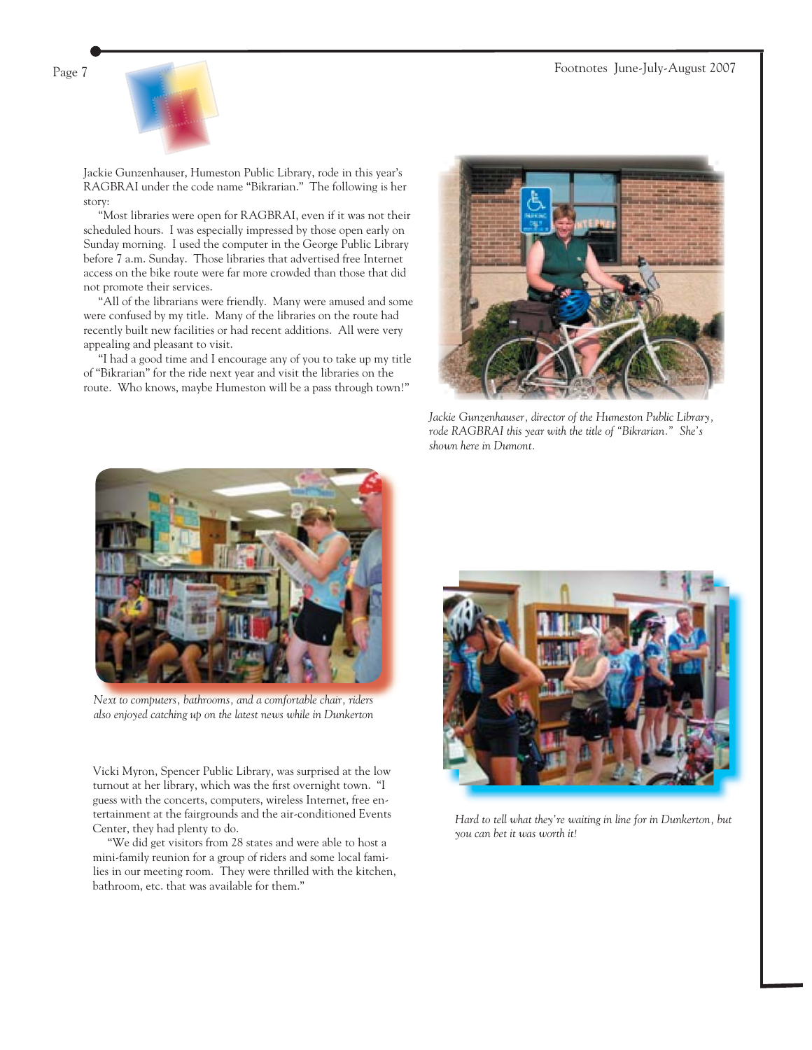Jackie Gunzenhauser, Humeston Public Library, rode in this year's RAGBRAI under the code name "Bikrarian." The following is her story:

"Most libraries were open for RAGBRAI, even if it was not their scheduled hours. I was especially impressed by those open early on Sunday morning. I used the computer in the George Public Library before 7 a.m. Sunday. Those libraries that advertised free Internet access on the bike route were far more crowded than those that did not promote their services.

"All of the librarians were friendly. Many were amused and some were confused by my title. Many of the libraries on the route had recently built new facilities or had recent additions. All were very appealing and pleasant to visit.

"I had a good time and I encourage any of you to take up my title of "Bikrarian" for the ride next year and visit the libraries on the route. Who knows, maybe Humeston will be a pass through town!"

*Jackie Gunzenhauser, director of the Humeston Public Library, rode RAGBRAI this year with the title of "Bikrarian." She's shown here in Dumont.*

*Next to computers, bathrooms, and a comfortable chair, riders also enjoyed catching up on the latest news while in Dunkerton*

*Hard to tell what they're waiting in line for in Dunkerton, but you can bet it was worth it!*

Vicki Myron, Spencer Public Library, was surprised at the low turnout at her library, which was the first overnight town. "I guess with the concerts, computers, wireless Internet, free entertainment at the fairgrounds and the air-conditioned Events Center, they had plenty to do.

"We did get visitors from 28 states and were able to host a mini-family reunion for a group of riders and some local families in our meeting room. They were thrilled with the kitchen, bathroom, etc. that was available for them."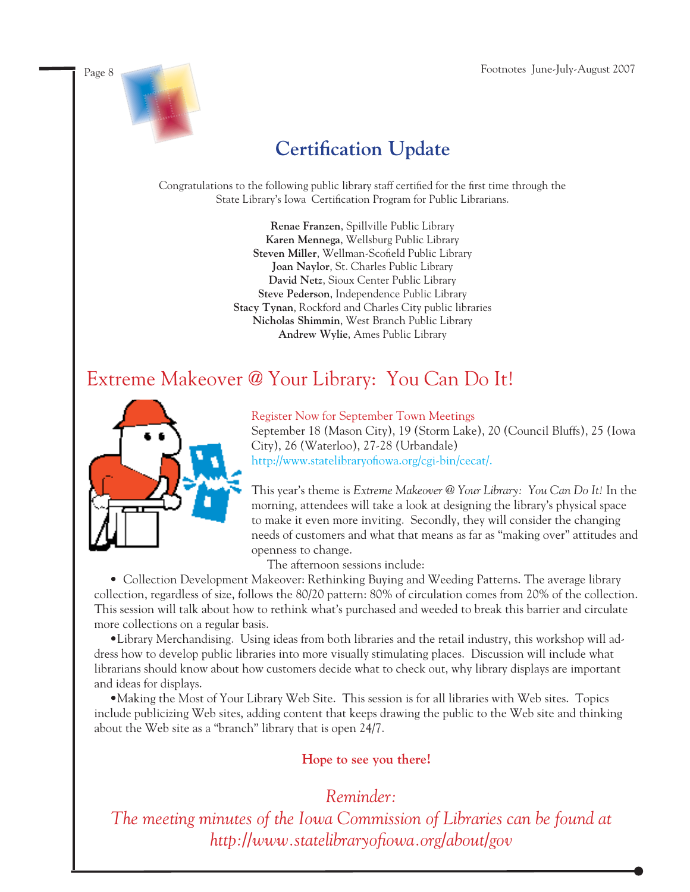# Certification Update

Congratulations to the following public library staff certified for the first time through the State Library's Iowa Certification Program for Public Librarians.

**Renae Franzen**, Spillville Public Library
**Karen Mennega**, Wellsburg Public Library
**Steven Miller**, Wellman-Scofield Public Library
**Joan Naylor**, St. Charles Public Library
**David Netz**, Sioux Center Public Library
**Steve Pederson**, Independence Public Library
**Stacy Tynan**, Rockford and Charles City public libraries
**Nicholas Shimmin**, West Branch Public Library
**Andrew Wylie**, Ames Public Library

# Extreme Makeover @ Your Library: You Can Do It!

Register Now for September Town Meetings
September 18 (Mason City), 19 (Storm Lake), 20 (Council Bluffs), 25 (Iowa City), 26 (Waterloo), 27-28 (Urbandale)
http://www.statelibraryofiowa.org/cgi-bin/cecat/.

This year's theme is *Extreme Makeover @ Your Library: You Can Do It!* In the morning, attendees will take a look at designing the library's physical space to make it even more inviting. Secondly, they will consider the changing needs of customers and what that means as far as "making over" attitudes and openness to change.

The afternoon sessions include:

- Collection Development Makeover: Rethinking Buying and Weeding Patterns. The average library collection, regardless of size, follows the 80/20 pattern: 80% of circulation comes from 20% of the collection. This session will talk about how to rethink what's purchased and weeded to break this barrier and circulate more collections on a regular basis.
- Library Merchandising. Using ideas from both libraries and the retail industry, this workshop will address how to develop public libraries into more visually stimulating places. Discussion will include what librarians should know about how customers decide what to check out, why library displays are important and ideas for displays.
- Making the Most of Your Library Web Site. This session is for all libraries with Web sites. Topics include publicizing Web sites, adding content that keeps drawing the public to the Web site and thinking about the Web site as a "branch" library that is open 24/7.

**Hope to see you there!**

*Reminder:*
*The meeting minutes of the Iowa Commission of Libraries can be found at http://www.statelibraryofiowa.org/about/gov*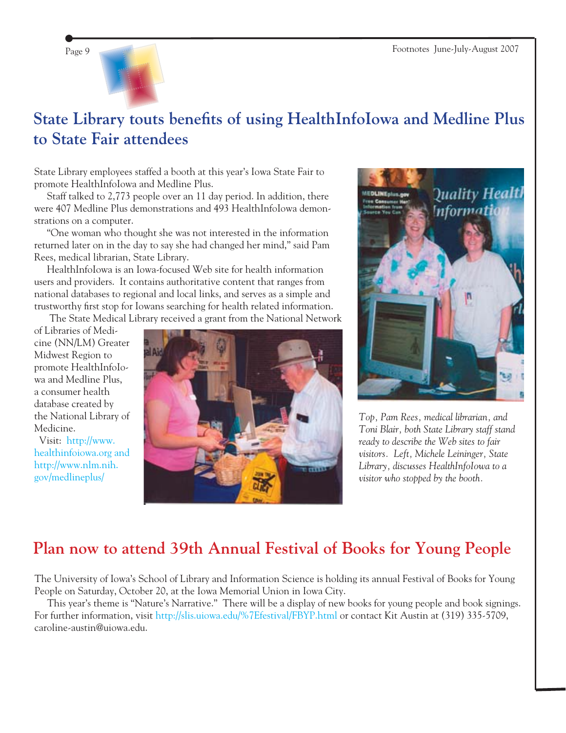# State Library touts benefits of using HealthInfoIowa and Medline Plus to State Fair attendees

State Library employees staffed a booth at this year's Iowa State Fair to promote HealthInfoIowa and Medline Plus.

Staff talked to 2,773 people over an 11 day period. In addition, there were 407 Medline Plus demonstrations and 493 HealthInfoIowa demonstrations on a computer.

"One woman who thought she was not interested in the information returned later on in the day to say she had changed her mind," said Pam Rees, medical librarian, State Library.

HealthInfoIowa is an Iowa-focused Web site for health information users and providers. It contains authoritative content that ranges from national databases to regional and local links, and serves as a simple and trustworthy first stop for Iowans searching for health related information.

The State Medical Library received a grant from the National Network of Libraries of Medicine (NN/LM) Greater Midwest Region to promote HealthInfoIowa and Medline Plus, a consumer health database created by the National Library of Medicine.

Visit: http://www.healthinfoiowa.org and http://www.nlm.nih.gov/medlineplus/

*Top, Pam Rees, medical librarian, and Toni Blair, both State Library staff stand ready to describe the Web sites to fair visitors. Left, Michele Leininger, State Library, discusses HealthInfoIowa to a visitor who stopped by the booth.*

# Plan now to attend 39th Annual Festival of Books for Young People

The University of Iowa's School of Library and Information Science is holding its annual Festival of Books for Young People on Saturday, October 20, at the Iowa Memorial Union in Iowa City.

This year's theme is "Nature's Narrative." There will be a display of new books for young people and book signings. For further information, visit http://slis.uiowa.edu/%7Efestival/FBYP.html or contact Kit Austin at (319) 335-5709, caroline-austin@uiowa.edu.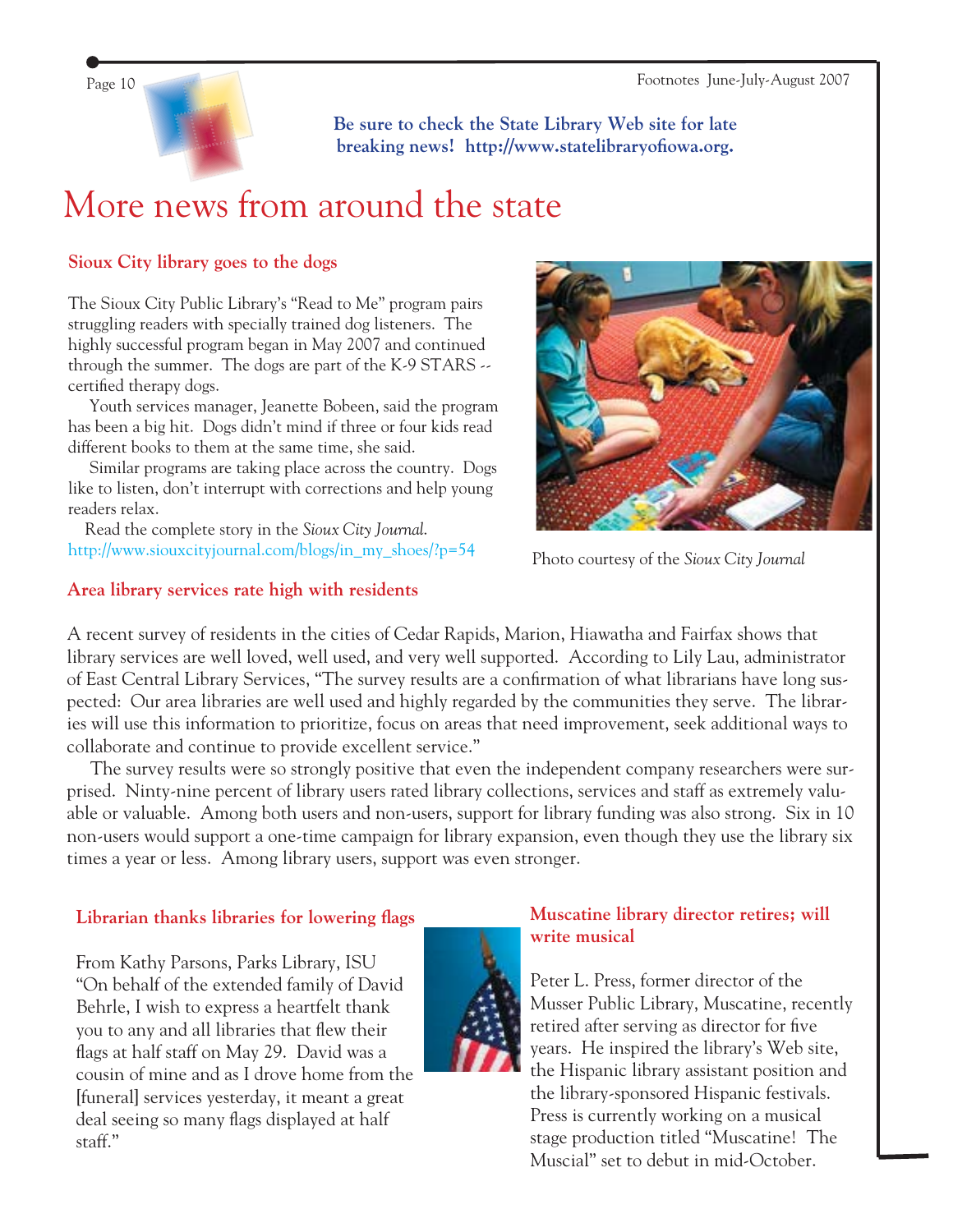Be sure to check the State Library Web site for late breaking news! http://www.statelibraryofiowa.org.

# More news from around the state

## Sioux City library goes to the dogs

The Sioux City Public Library's "Read to Me" program pairs struggling readers with specially trained dog listeners. The highly successful program began in May 2007 and continued through the summer. The dogs are part of the K-9 STARS -- certified therapy dogs.

Youth services manager, Jeanette Bobeen, said the program has been a big hit. Dogs didn't mind if three or four kids read different books to them at the same time, she said.

Similar programs are taking place across the country. Dogs like to listen, don't interrupt with corrections and help young readers relax.

Read the complete story in the *Sioux City Journal.* http://www.siouxcityjournal.com/blogs/in_my_shoes/?p=54

Photo courtesy of the *Sioux City Journal*

## Area library services rate high with residents

A recent survey of residents in the cities of Cedar Rapids, Marion, Hiawatha and Fairfax shows that library services are well loved, well used, and very well supported. According to Lily Lau, administrator of East Central Library Services, "The survey results are a confirmation of what librarians have long suspected: Our area libraries are well used and highly regarded by the communities they serve. The libraries will use this information to prioritize, focus on areas that need improvement, seek additional ways to collaborate and continue to provide excellent service."

The survey results were so strongly positive that even the independent company researchers were surprised. Ninty-nine percent of library users rated library collections, services and staff as extremely valuable or valuable. Among both users and non-users, support for library funding was also strong. Six in 10 non-users would support a one-time campaign for library expansion, even though they use the library six times a year or less. Among library users, support was even stronger.

## Librarian thanks libraries for lowering flags

From Kathy Parsons, Parks Library, ISU "On behalf of the extended family of David Behrle, I wish to express a heartfelt thank you to any and all libraries that flew their flags at half staff on May 29. David was a cousin of mine and as I drove home from the [funeral] services yesterday, it meant a great deal seeing so many flags displayed at half staff."

## Muscatine library director retires; will write musical

Peter L. Press, former director of the Musser Public Library, Muscatine, recently retired after serving as director for five years. He inspired the library's Web site, the Hispanic library assistant position and the library-sponsored Hispanic festivals. Press is currently working on a musical stage production titled "Muscatine! The Muscial" set to debut in mid-October.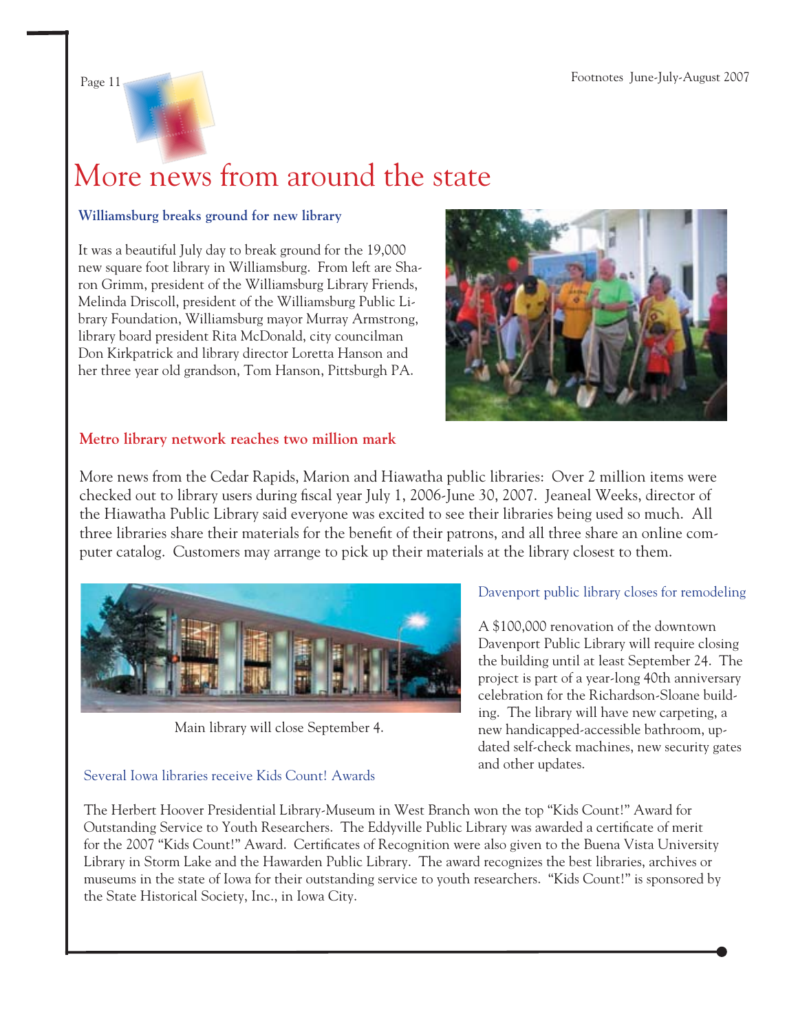# More news from around the state

### Williamsburg breaks ground for new library

It was a beautiful July day to break ground for the 19,000 new square foot library in Williamsburg. From left are Sharon Grimm, president of the Williamsburg Library Friends, Melinda Driscoll, president of the Williamsburg Public Library Foundation, Williamsburg mayor Murray Armstrong, library board president Rita McDonald, city councilman Don Kirkpatrick and library director Loretta Hanson and her three year old grandson, Tom Hanson, Pittsburgh PA.

### Metro library network reaches two million mark

More news from the Cedar Rapids, Marion and Hiawatha public libraries: Over 2 million items were checked out to library users during fiscal year July 1, 2006-June 30, 2007. Jeaneal Weeks, director of the Hiawatha Public Library said everyone was excited to see their libraries being used so much. All three libraries share their materials for the benefit of their patrons, and all three share an online computer catalog. Customers may arrange to pick up their materials at the library closest to them.

Main library will close September 4.

### Davenport public library closes for remodeling

A $100,000 renovation of the downtown Davenport Public Library will require closing the building until at least September 24. The project is part of a year-long 40th anniversary celebration for the Richardson-Sloane building. The library will have new carpeting, a new handicapped-accessible bathroom, updated self-check machines, new security gates and other updates.

### Several Iowa libraries receive Kids Count! Awards

The Herbert Hoover Presidential Library-Museum in West Branch won the top "Kids Count!" Award for Outstanding Service to Youth Researchers. The Eddyville Public Library was awarded a certificate of merit for the 2007 "Kids Count!" Award. Certificates of Recognition were also given to the Buena Vista University Library in Storm Lake and the Hawarden Public Library. The award recognizes the best libraries, archives or museums in the state of Iowa for their outstanding service to youth researchers. "Kids Count!" is sponsored by the State Historical Society, Inc., in Iowa City.